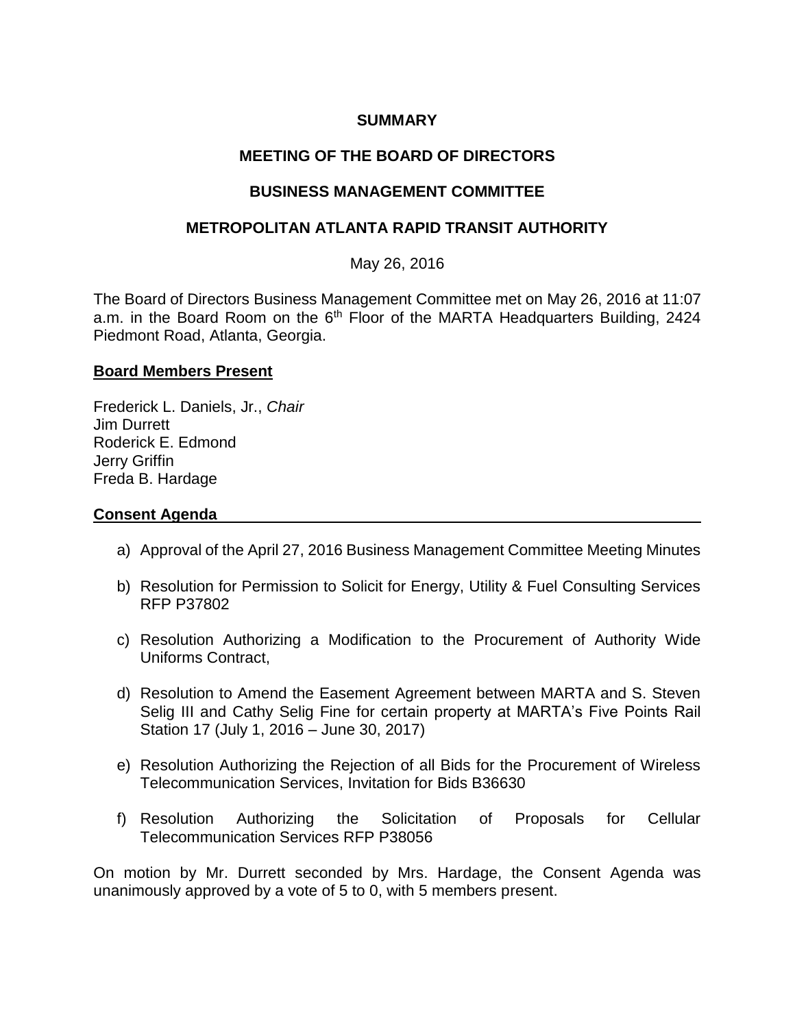# SUMMARY

# MEETING OF THE BOARD OF DIRECTORS

# BUSINESS MANAGEMENT COMMITTEE

# METROPOLITAN ATLANTA RAPID TRANSIT AUTHORITY

May 26, 2016

The Board of Directors Business Management Committee met on May 26, 2016 at 11:07 a.m. in the Board Room on the 6th Floor of the MARTA Headquarters Building, 2424 Piedmont Road, Atlanta, Georgia.

## Board Members Present

Frederick L. Daniels, Jr., *Chair*
Jim Durrett
Roderick E. Edmond
Jerry Griffin
Freda B. Hardage

## Consent Agenda

a) Approval of the April 27, 2016 Business Management Committee Meeting Minutes

b) Resolution for Permission to Solicit for Energy, Utility & Fuel Consulting Services RFP P37802

c) Resolution Authorizing a Modification to the Procurement of Authority Wide Uniforms Contract,

d) Resolution to Amend the Easement Agreement between MARTA and S. Steven Selig III and Cathy Selig Fine for certain property at MARTA's Five Points Rail Station 17 (July 1, 2016 – June 30, 2017)

e) Resolution Authorizing the Rejection of all Bids for the Procurement of Wireless Telecommunication Services, Invitation for Bids B36630

f) Resolution Authorizing the Solicitation of Proposals for Cellular Telecommunication Services RFP P38056

On motion by Mr. Durrett seconded by Mrs. Hardage, the Consent Agenda was unanimously approved by a vote of 5 to 0, with 5 members present.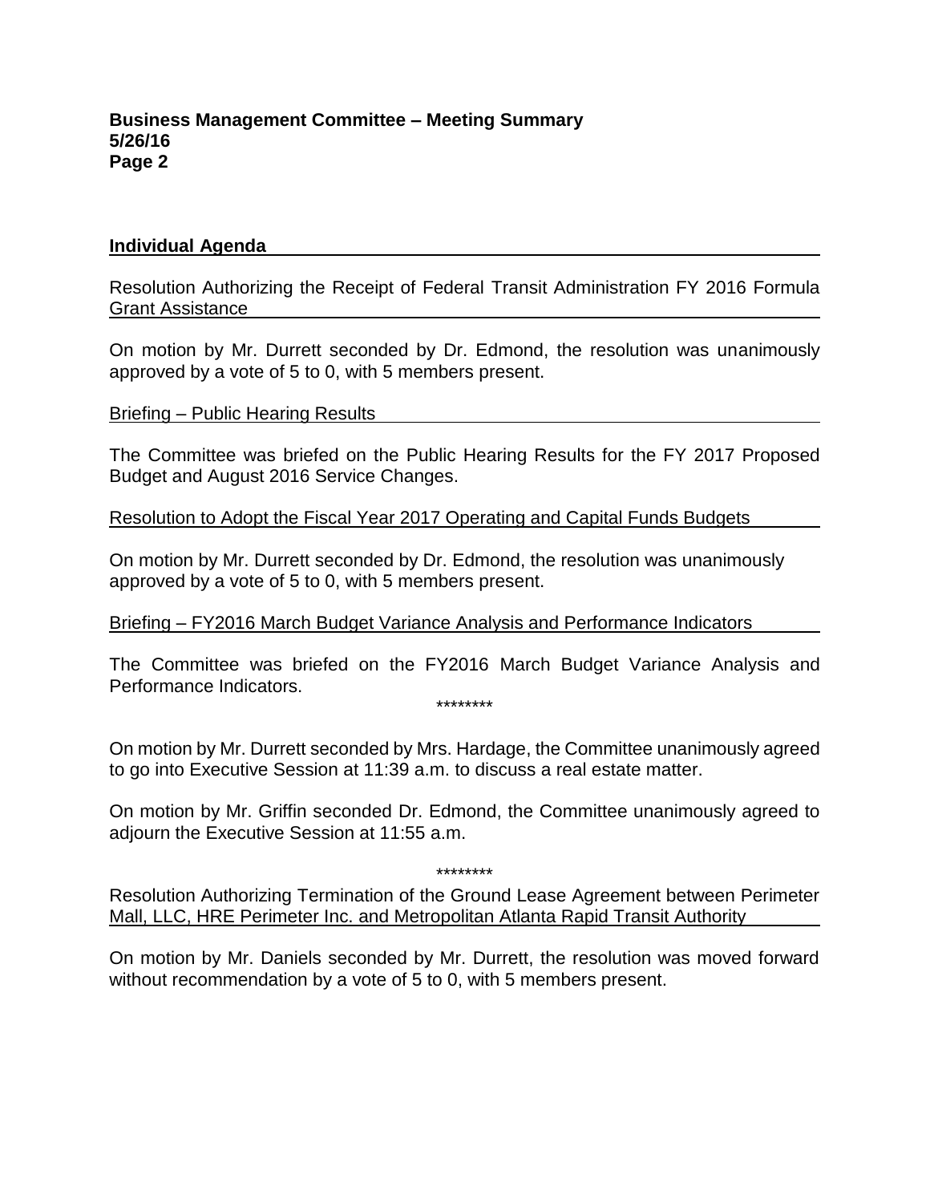## Individual Agenda

Resolution Authorizing the Receipt of Federal Transit Administration FY 2016 Formula Grant Assistance

On motion by Mr. Durrett seconded by Dr. Edmond, the resolution was unanimously approved by a vote of 5 to 0, with 5 members present.

Briefing – Public Hearing Results

The Committee was briefed on the Public Hearing Results for the FY 2017 Proposed Budget and August 2016 Service Changes.

Resolution to Adopt the Fiscal Year 2017 Operating and Capital Funds Budgets

On motion by Mr. Durrett seconded by Dr. Edmond, the resolution was unanimously approved by a vote of 5 to 0, with 5 members present.

Briefing – FY2016 March Budget Variance Analysis and Performance Indicators

The Committee was briefed on the FY2016 March Budget Variance Analysis and Performance Indicators.

********

On motion by Mr. Durrett seconded by Mrs. Hardage, the Committee unanimously agreed to go into Executive Session at 11:39 a.m. to discuss a real estate matter.

On motion by Mr. Griffin seconded Dr. Edmond, the Committee unanimously agreed to adjourn the Executive Session at 11:55 a.m.

********

Resolution Authorizing Termination of the Ground Lease Agreement between Perimeter Mall, LLC, HRE Perimeter Inc. and Metropolitan Atlanta Rapid Transit Authority

On motion by Mr. Daniels seconded by Mr. Durrett, the resolution was moved forward without recommendation by a vote of 5 to 0, with 5 members present.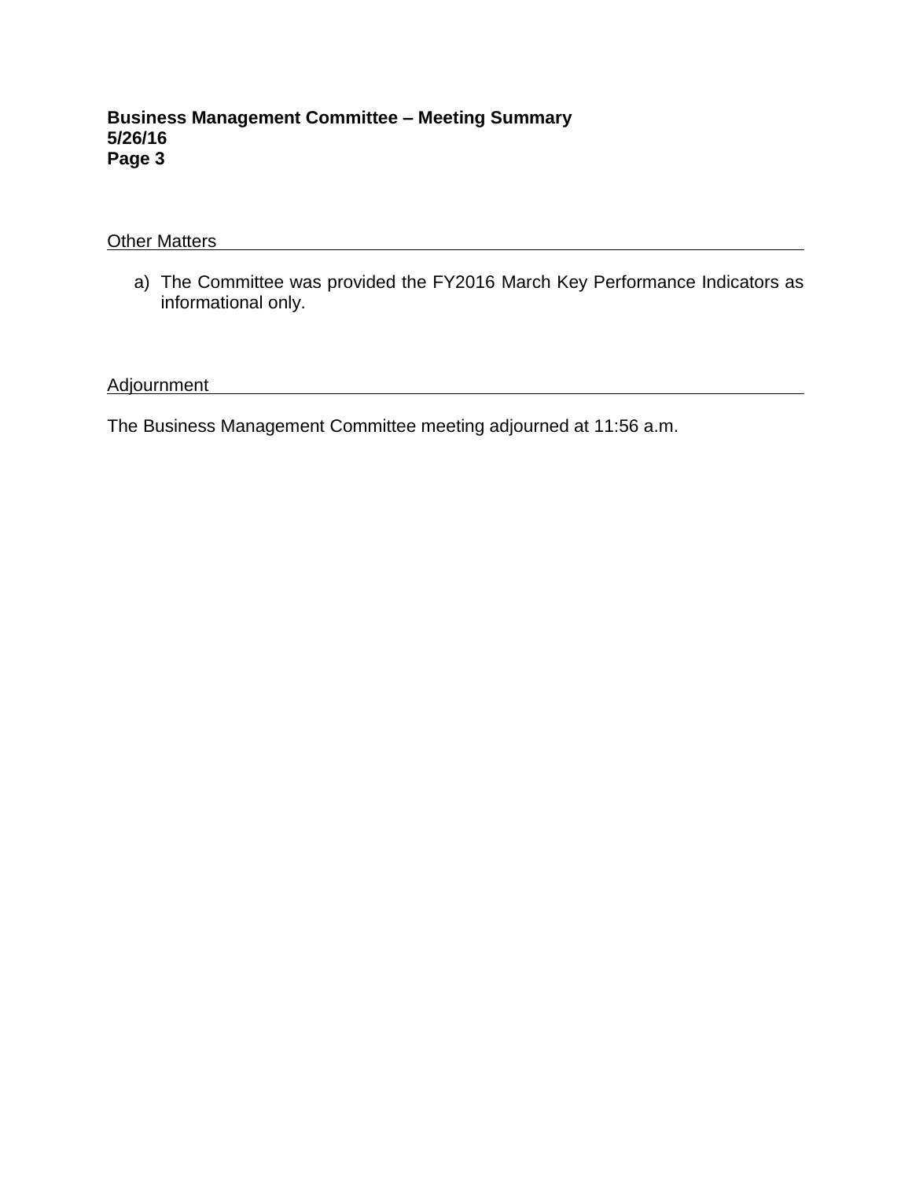Other Matters

a) The Committee was provided the FY2016 March Key Performance Indicators as informational only.

Adjournment

The Business Management Committee meeting adjourned at 11:56 a.m.